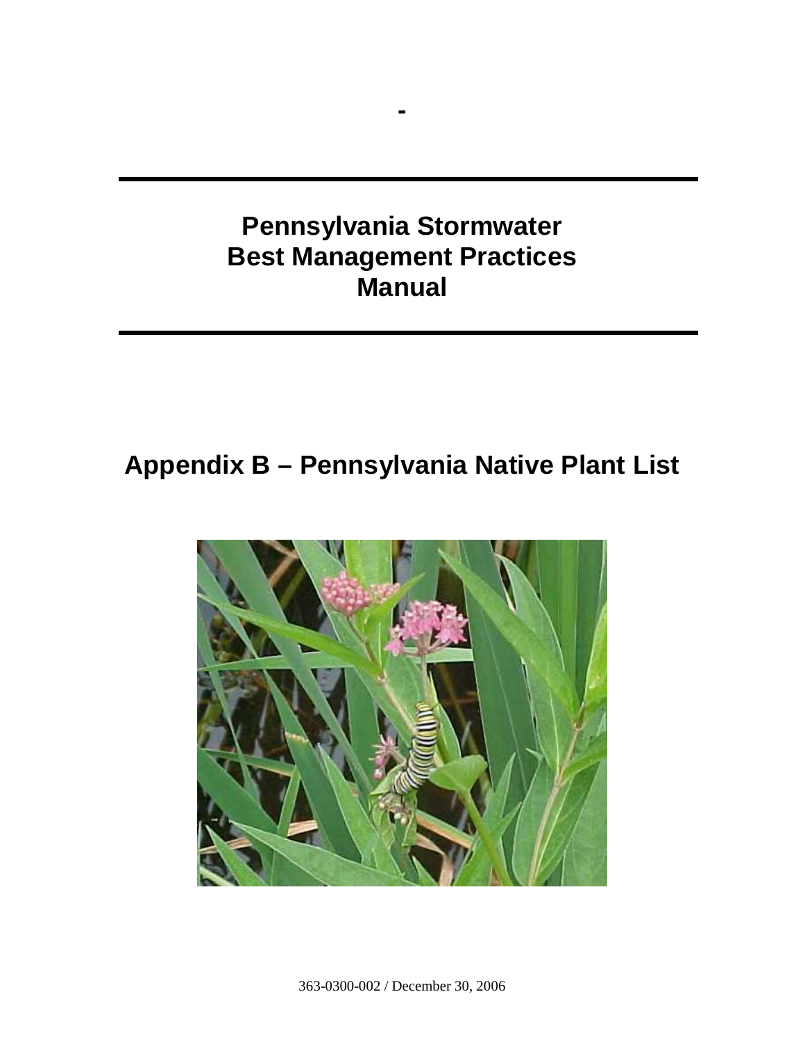-

# Pennsylvania Stormwater Best Management Practices Manual

## Appendix B – Pennsylvania Native Plant List

363-0300-002 / December 30, 2006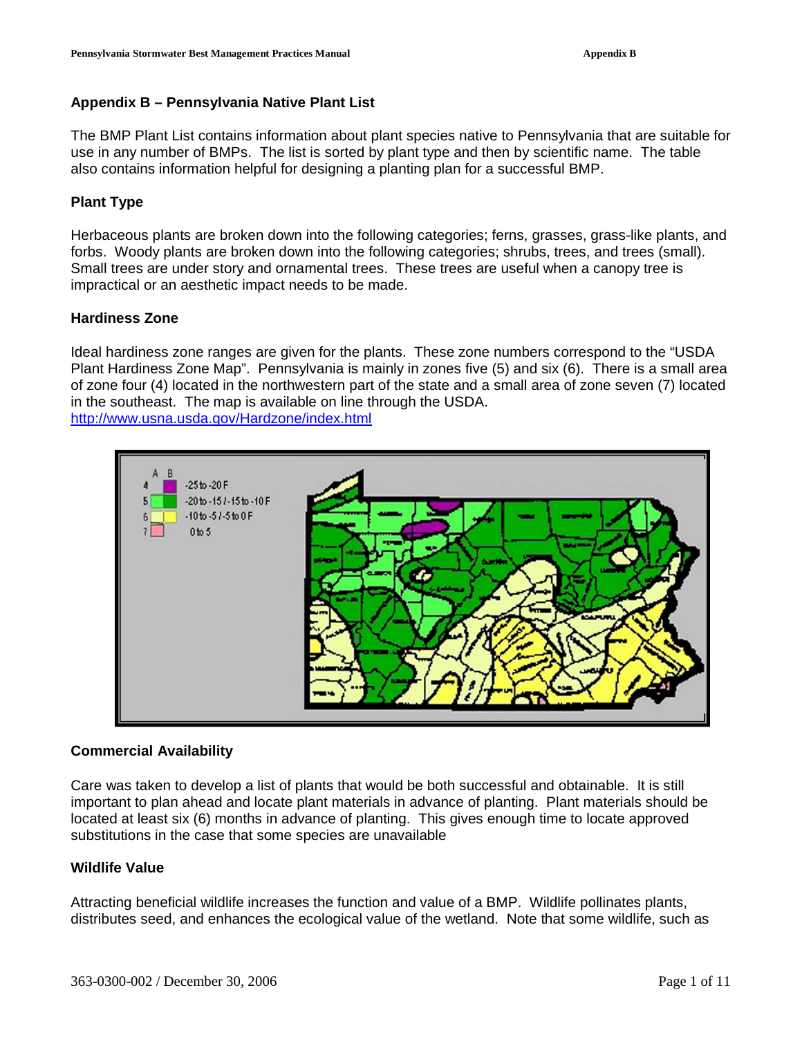## Appendix B – Pennsylvania Native Plant List

The BMP Plant List contains information about plant species native to Pennsylvania that are suitable for use in any number of BMPs. The list is sorted by plant type and then by scientific name. The table also contains information helpful for designing a planting plan for a successful BMP.

### Plant Type

Herbaceous plants are broken down into the following categories; ferns, grasses, grass-like plants, and forbs. Woody plants are broken down into the following categories; shrubs, trees, and trees (small). Small trees are under story and ornamental trees. These trees are useful when a canopy tree is impractical or an aesthetic impact needs to be made.

### Hardiness Zone

Ideal hardiness zone ranges are given for the plants. These zone numbers correspond to the "USDA Plant Hardiness Zone Map". Pennsylvania is mainly in zones five (5) and six (6). There is a small area of zone four (4) located in the northwestern part of the state and a small area of zone seven (7) located in the southeast. The map is available on line through the USDA.
http://www.usna.usda.gov/Hardzone/index.html

### Commercial Availability

Care was taken to develop a list of plants that would be both successful and obtainable. It is still important to plan ahead and locate plant materials in advance of planting. Plant materials should be located at least six (6) months in advance of planting. This gives enough time to locate approved substitutions in the case that some species are unavailable

### Wildlife Value

Attracting beneficial wildlife increases the function and value of a BMP. Wildlife pollinates plants, distributes seed, and enhances the ecological value of the wetland. Note that some wildlife, such as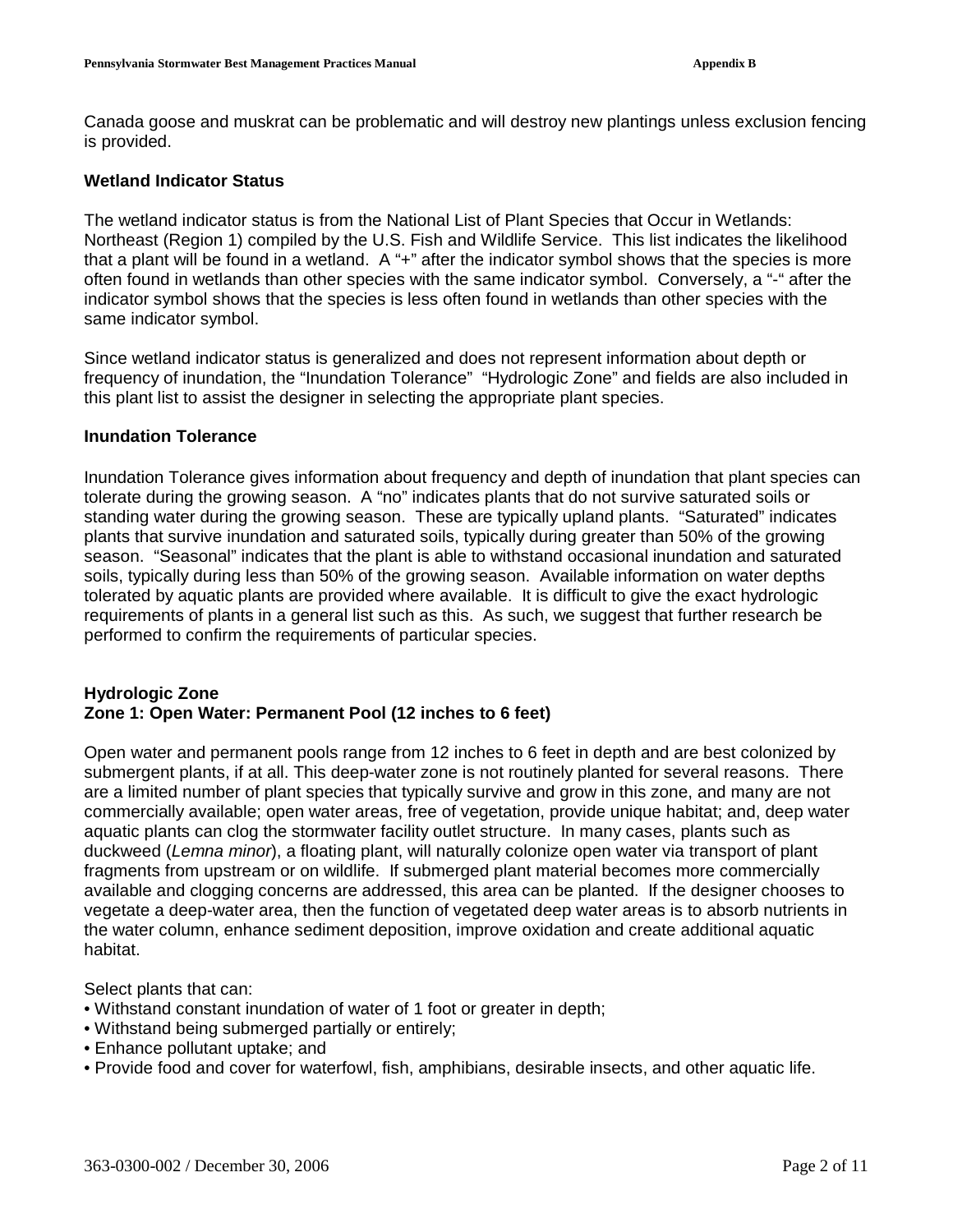Canada goose and muskrat can be problematic and will destroy new plantings unless exclusion fencing is provided.

### Wetland Indicator Status

The wetland indicator status is from the National List of Plant Species that Occur in Wetlands: Northeast (Region 1) compiled by the U.S. Fish and Wildlife Service. This list indicates the likelihood that a plant will be found in a wetland. A "+" after the indicator symbol shows that the species is more often found in wetlands than other species with the same indicator symbol. Conversely, a "-" after the indicator symbol shows that the species is less often found in wetlands than other species with the same indicator symbol.

Since wetland indicator status is generalized and does not represent information about depth or frequency of inundation, the "Inundation Tolerance" "Hydrologic Zone" and fields are also included in this plant list to assist the designer in selecting the appropriate plant species.

### Inundation Tolerance

Inundation Tolerance gives information about frequency and depth of inundation that plant species can tolerate during the growing season. A "no" indicates plants that do not survive saturated soils or standing water during the growing season. These are typically upland plants. "Saturated" indicates plants that survive inundation and saturated soils, typically during greater than 50% of the growing season. "Seasonal" indicates that the plant is able to withstand occasional inundation and saturated soils, typically during less than 50% of the growing season. Available information on water depths tolerated by aquatic plants are provided where available. It is difficult to give the exact hydrologic requirements of plants in a general list such as this. As such, we suggest that further research be performed to confirm the requirements of particular species.

### Hydrologic Zone
#### Zone 1: Open Water: Permanent Pool (12 inches to 6 feet)

Open water and permanent pools range from 12 inches to 6 feet in depth and are best colonized by submergent plants, if at all. This deep-water zone is not routinely planted for several reasons. There are a limited number of plant species that typically survive and grow in this zone, and many are not commercially available; open water areas, free of vegetation, provide unique habitat; and, deep water aquatic plants can clog the stormwater facility outlet structure. In many cases, plants such as duckweed (*Lemna minor*), a floating plant, will naturally colonize open water via transport of plant fragments from upstream or on wildlife. If submerged plant material becomes more commercially available and clogging concerns are addressed, this area can be planted. If the designer chooses to vegetate a deep-water area, then the function of vegetated deep water areas is to absorb nutrients in the water column, enhance sediment deposition, improve oxidation and create additional aquatic habitat.

Select plants that can:

- Withstand constant inundation of water of 1 foot or greater in depth;
- Withstand being submerged partially or entirely;
- Enhance pollutant uptake; and
- Provide food and cover for waterfowl, fish, amphibians, desirable insects, and other aquatic life.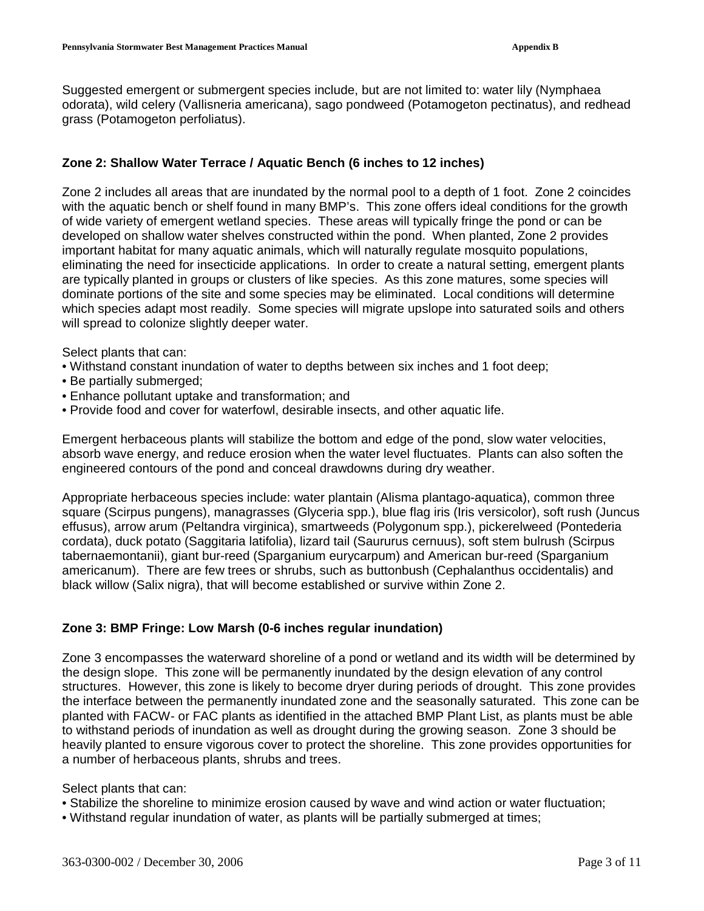Suggested emergent or submergent species include, but are not limited to: water lily (Nymphaea odorata), wild celery (Vallisneria americana), sago pondweed (Potamogeton pectinatus), and redhead grass (Potamogeton perfoliatus).

### Zone 2: Shallow Water Terrace / Aquatic Bench (6 inches to 12 inches)

Zone 2 includes all areas that are inundated by the normal pool to a depth of 1 foot. Zone 2 coincides with the aquatic bench or shelf found in many BMP's. This zone offers ideal conditions for the growth of wide variety of emergent wetland species. These areas will typically fringe the pond or can be developed on shallow water shelves constructed within the pond. When planted, Zone 2 provides important habitat for many aquatic animals, which will naturally regulate mosquito populations, eliminating the need for insecticide applications. In order to create a natural setting, emergent plants are typically planted in groups or clusters of like species. As this zone matures, some species will dominate portions of the site and some species may be eliminated. Local conditions will determine which species adapt most readily. Some species will migrate upslope into saturated soils and others will spread to colonize slightly deeper water.

Select plants that can:

- Withstand constant inundation of water to depths between six inches and 1 foot deep;
- Be partially submerged;
- Enhance pollutant uptake and transformation; and
- Provide food and cover for waterfowl, desirable insects, and other aquatic life.

Emergent herbaceous plants will stabilize the bottom and edge of the pond, slow water velocities, absorb wave energy, and reduce erosion when the water level fluctuates. Plants can also soften the engineered contours of the pond and conceal drawdowns during dry weather.

Appropriate herbaceous species include: water plantain (Alisma plantago-aquatica), common three square (Scirpus pungens), managrasses (Glyceria spp.), blue flag iris (Iris versicolor), soft rush (Juncus effusus), arrow arum (Peltandra virginica), smartweeds (Polygonum spp.), pickerelweed (Pontederia cordata), duck potato (Saggitaria latifolia), lizard tail (Saururus cernuus), soft stem bulrush (Scirpus tabernaemontanii), giant bur-reed (Sparganium eurycarpum) and American bur-reed (Sparganium americanum). There are few trees or shrubs, such as buttonbush (Cephalanthus occidentalis) and black willow (Salix nigra), that will become established or survive within Zone 2.

### Zone 3: BMP Fringe: Low Marsh (0-6 inches regular inundation)

Zone 3 encompasses the waterward shoreline of a pond or wetland and its width will be determined by the design slope. This zone will be permanently inundated by the design elevation of any control structures. However, this zone is likely to become dryer during periods of drought. This zone provides the interface between the permanently inundated zone and the seasonally saturated. This zone can be planted with FACW- or FAC plants as identified in the attached BMP Plant List, as plants must be able to withstand periods of inundation as well as drought during the growing season. Zone 3 should be heavily planted to ensure vigorous cover to protect the shoreline. This zone provides opportunities for a number of herbaceous plants, shrubs and trees.

Select plants that can:

- Stabilize the shoreline to minimize erosion caused by wave and wind action or water fluctuation;
- Withstand regular inundation of water, as plants will be partially submerged at times;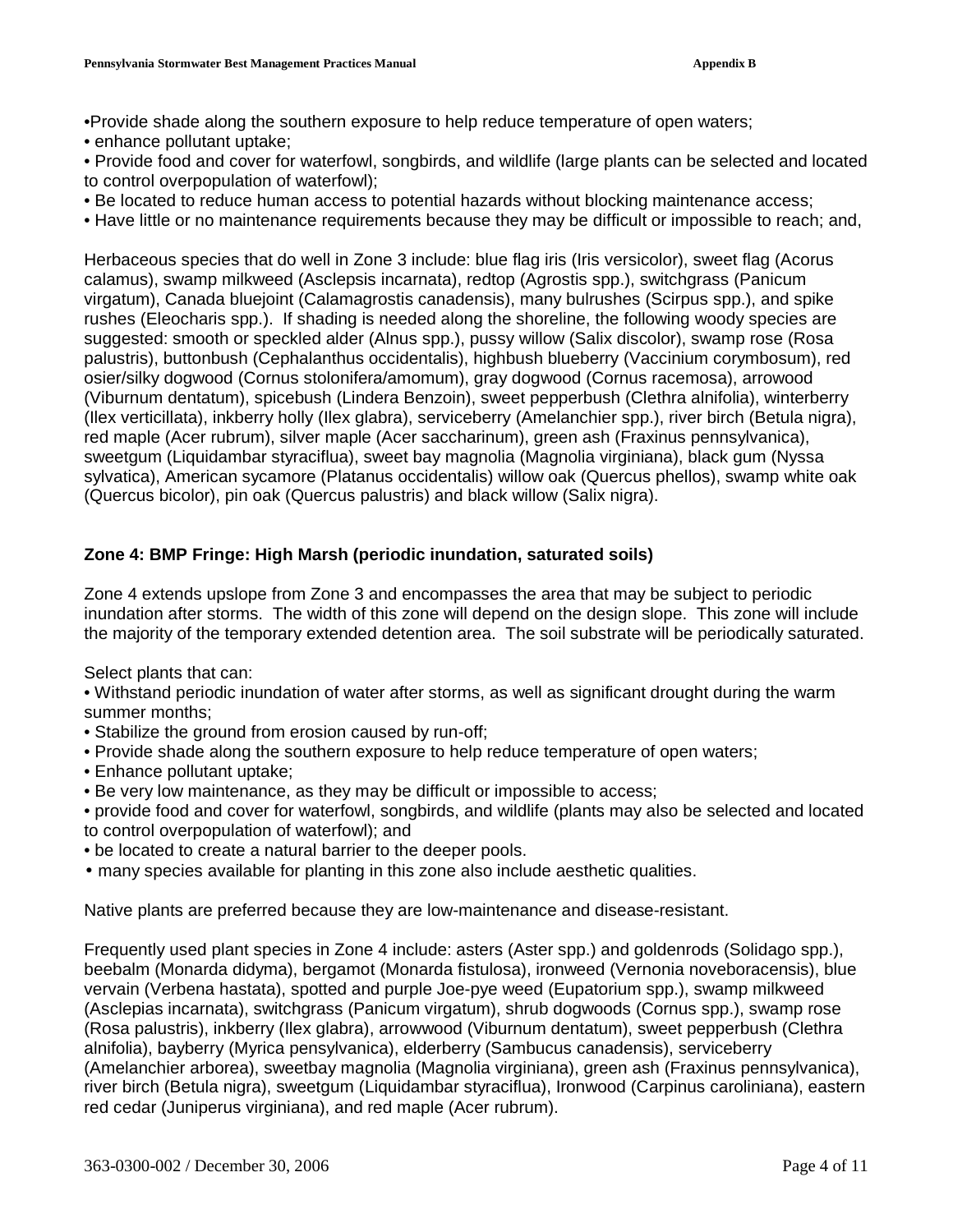- Provide shade along the southern exposure to help reduce temperature of open waters;
- enhance pollutant uptake;
- Provide food and cover for waterfowl, songbirds, and wildlife (large plants can be selected and located to control overpopulation of waterfowl);
- Be located to reduce human access to potential hazards without blocking maintenance access;
- Have little or no maintenance requirements because they may be difficult or impossible to reach; and,

Herbaceous species that do well in Zone 3 include: blue flag iris (Iris versicolor), sweet flag (Acorus calamus), swamp milkweed (Asclepsis incarnata), redtop (Agrostis spp.), switchgrass (Panicum virgatum), Canada bluejoint (Calamagrostis canadensis), many bulrushes (Scirpus spp.), and spike rushes (Eleocharis spp.). If shading is needed along the shoreline, the following woody species are suggested: smooth or speckled alder (Alnus spp.), pussy willow (Salix discolor), swamp rose (Rosa palustris), buttonbush (Cephalanthus occidentalis), highbush blueberry (Vaccinium corymbosum), red osier/silky dogwood (Cornus stolonifera/amomum), gray dogwood (Cornus racemosa), arrowood (Viburnum dentatum), spicebush (Lindera Benzoin), sweet pepperbush (Clethra alnifolia), winterberry (Ilex verticillata), inkberry holly (Ilex glabra), serviceberry (Amelanchier spp.), river birch (Betula nigra), red maple (Acer rubrum), silver maple (Acer saccharinum), green ash (Fraxinus pennsylvanica), sweetgum (Liquidambar styraciflua), sweet bay magnolia (Magnolia virginiana), black gum (Nyssa sylvatica), American sycamore (Platanus occidentalis) willow oak (Quercus phellos), swamp white oak (Quercus bicolor), pin oak (Quercus palustris) and black willow (Salix nigra).

**Zone 4: BMP Fringe: High Marsh (periodic inundation, saturated soils)**

Zone 4 extends upslope from Zone 3 and encompasses the area that may be subject to periodic inundation after storms. The width of this zone will depend on the design slope. This zone will include the majority of the temporary extended detention area. The soil substrate will be periodically saturated.

Select plants that can:

- Withstand periodic inundation of water after storms, as well as significant drought during the warm summer months;
- Stabilize the ground from erosion caused by run-off;
- Provide shade along the southern exposure to help reduce temperature of open waters;
- Enhance pollutant uptake;
- Be very low maintenance, as they may be difficult or impossible to access;
- provide food and cover for waterfowl, songbirds, and wildlife (plants may also be selected and located to control overpopulation of waterfowl); and
- be located to create a natural barrier to the deeper pools.
- many species available for planting in this zone also include aesthetic qualities.

Native plants are preferred because they are low-maintenance and disease-resistant.

Frequently used plant species in Zone 4 include: asters (Aster spp.) and goldenrods (Solidago spp.), beebalm (Monarda didyma), bergamot (Monarda fistulosa), ironweed (Vernonia noveboracensis), blue vervain (Verbena hastata), spotted and purple Joe-pye weed (Eupatorium spp.), swamp milkweed (Asclepias incarnata), switchgrass (Panicum virgatum), shrub dogwoods (Cornus spp.), swamp rose (Rosa palustris), inkberry (Ilex glabra), arrowwood (Viburnum dentatum), sweet pepperbush (Clethra alnifolia), bayberry (Myrica pensylvanica), elderberry (Sambucus canadensis), serviceberry (Amelanchier arborea), sweetbay magnolia (Magnolia virginiana), green ash (Fraxinus pennsylvanica), river birch (Betula nigra), sweetgum (Liquidambar styraciflua), Ironwood (Carpinus caroliniana), eastern red cedar (Juniperus virginiana), and red maple (Acer rubrum).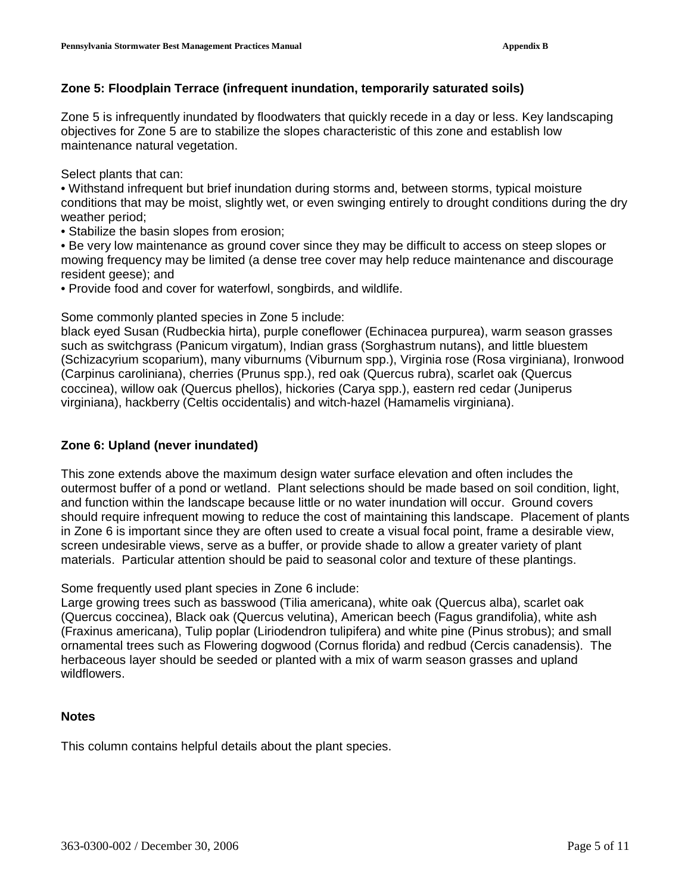### Zone 5: Floodplain Terrace (infrequent inundation, temporarily saturated soils)

Zone 5 is infrequently inundated by floodwaters that quickly recede in a day or less. Key landscaping objectives for Zone 5 are to stabilize the slopes characteristic of this zone and establish low maintenance natural vegetation.

Select plants that can:

- Withstand infrequent but brief inundation during storms and, between storms, typical moisture conditions that may be moist, slightly wet, or even swinging entirely to drought conditions during the dry weather period;
- Stabilize the basin slopes from erosion;
- Be very low maintenance as ground cover since they may be difficult to access on steep slopes or mowing frequency may be limited (a dense tree cover may help reduce maintenance and discourage resident geese); and
- Provide food and cover for waterfowl, songbirds, and wildlife.

Some commonly planted species in Zone 5 include:
black eyed Susan (Rudbeckia hirta), purple coneflower (Echinacea purpurea), warm season grasses such as switchgrass (Panicum virgatum), Indian grass (Sorghastrum nutans), and little bluestem (Schizacyrium scoparium), many viburnums (Viburnum spp.), Virginia rose (Rosa virginiana), Ironwood (Carpinus caroliniana), cherries (Prunus spp.), red oak (Quercus rubra), scarlet oak (Quercus coccinea), willow oak (Quercus phellos), hickories (Carya spp.), eastern red cedar (Juniperus virginiana), hackberry (Celtis occidentalis) and witch-hazel (Hamamelis virginiana).

### Zone 6: Upland (never inundated)

This zone extends above the maximum design water surface elevation and often includes the outermost buffer of a pond or wetland. Plant selections should be made based on soil condition, light, and function within the landscape because little or no water inundation will occur. Ground covers should require infrequent mowing to reduce the cost of maintaining this landscape. Placement of plants in Zone 6 is important since they are often used to create a visual focal point, frame a desirable view, screen undesirable views, serve as a buffer, or provide shade to allow a greater variety of plant materials. Particular attention should be paid to seasonal color and texture of these plantings.

Some frequently used plant species in Zone 6 include:
Large growing trees such as basswood (Tilia americana), white oak (Quercus alba), scarlet oak (Quercus coccinea), Black oak (Quercus velutina), American beech (Fagus grandifolia), white ash (Fraxinus americana), Tulip poplar (Liriodendron tulipifera) and white pine (Pinus strobus); and small ornamental trees such as Flowering dogwood (Cornus florida) and redbud (Cercis canadensis). The herbaceous layer should be seeded or planted with a mix of warm season grasses and upland wildflowers.

### Notes

This column contains helpful details about the plant species.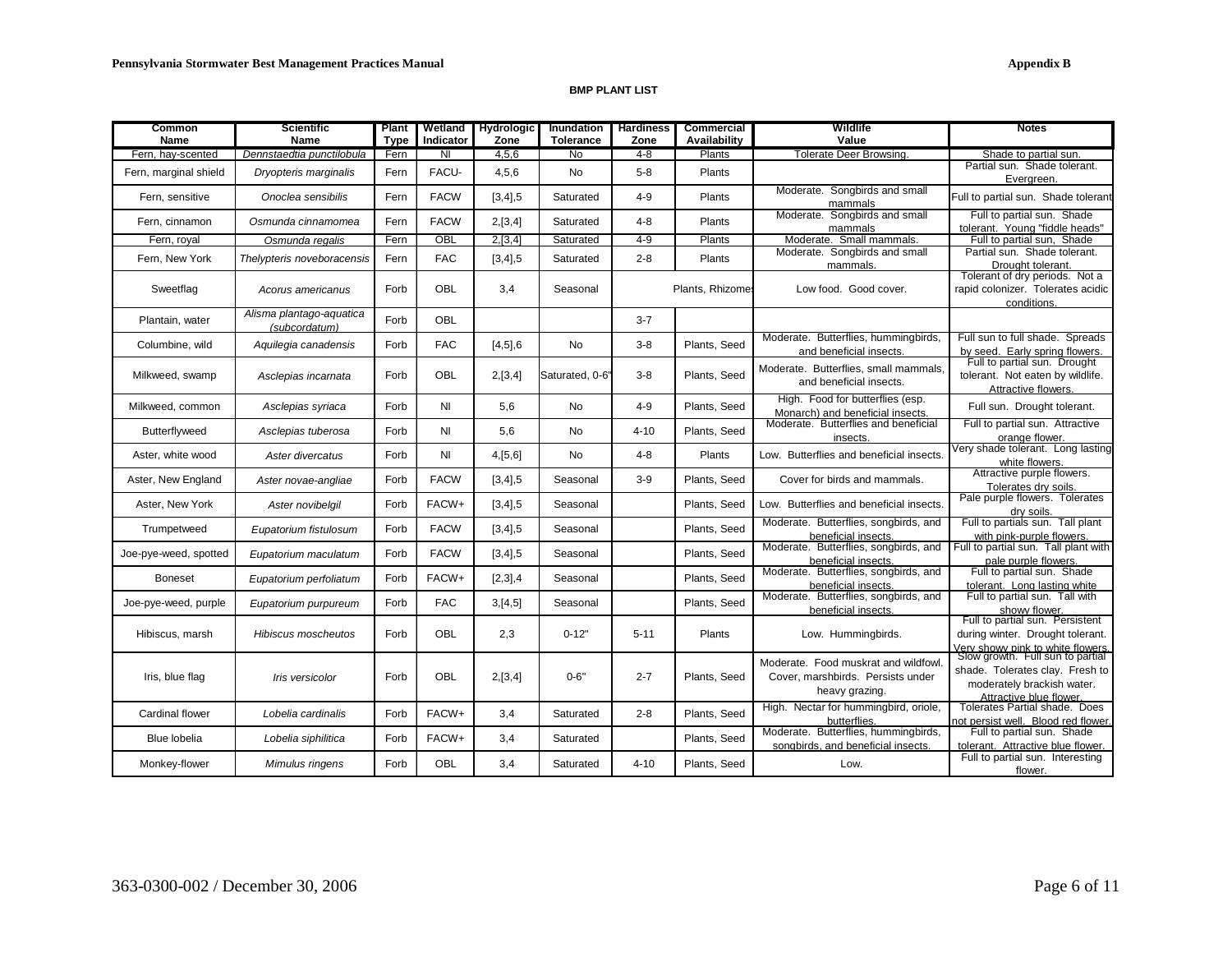**BMP PLANT LIST**

| Common Name | Scientific Name | Plant Type | Wetland Indicator | Hydrologic Zone | Inundation Tolerance | Hardiness Zone | Commercial Availability | Wildlife Value | Notes |
|---|---|---|---|---|---|---|---|---|---|
| Fern, hay-scented | *Dennstaedtia punctilobula* | Fern | NI | 4,5,6 | No | 4-8 | Plants | Tolerate Deer Browsing. | Shade to partial sun. |
| Fern, marginal shield | *Dryopteris marginalis* | Fern | FACU- | 4,5,6 | No | 5-8 | Plants | | Partial sun. Shade tolerant. Evergreen. |
| Fern, sensitive | *Onoclea sensibilis* | Fern | FACW | [3,4],5 | Saturated | 4-9 | Plants | Moderate. Songbirds and small mammals | Full to partial sun. Shade tolerant |
| Fern, cinnamon | *Osmunda cinnamomea* | Fern | FACW | 2,[3,4] | Saturated | 4-8 | Plants | Moderate. Songbirds and small mammals | Full to partial sun. Shade tolerant. Young "fiddle heads" |
| Fern, royal | *Osmunda regalis* | Fern | OBL | 2,[3,4] | Saturated | 4-9 | Plants | Moderate. Small mammals. | Full to partial sun, Shade |
| Fern, New York | *Thelypteris noveboracensis* | Fern | FAC | [3,4],5 | Saturated | 2-8 | Plants | Moderate. Songbirds and small mammals. | Partial sun. Shade tolerant. Drought tolerant. |
| Sweetflag | *Acorus americanus* | Forb | OBL | 3,4 | Seasonal | | Plants, Rhizomes | Low food. Good cover. | Tolerant of dry periods. Not a rapid colonizer. Tolerates acidic conditions. |
| Plantain, water | *Alisma plantago-aquatica (subcordatum)* | Forb | OBL | | | 3-7 | | | |
| Columbine, wild | *Aquilegia canadensis* | Forb | FAC | [4,5],6 | No | 3-8 | Plants, Seed | Moderate. Butterflies, hummingbirds, and beneficial insects. | Full sun to full shade. Spreads by seed. Early spring flowers. |
| Milkweed, swamp | *Asclepias incarnata* | Forb | OBL | 2,[3,4] | Saturated, 0-6" | 3-8 | Plants, Seed | Moderate. Butterflies, small mammals, and beneficial insects. | Full to partial sun. Drought tolerant. Not eaten by wildlife. Attractive flowers. |
| Milkweed, common | *Asclepias syriaca* | Forb | NI | 5,6 | No | 4-9 | Plants, Seed | High. Food for butterflies (esp. Monarch) and beneficial insects. | Full sun. Drought tolerant. |
| Butterflyweed | *Asclepias tuberosa* | Forb | NI | 5,6 | No | 4-10 | Plants, Seed | Moderate. Butterflies and beneficial insects. | Full to partial sun. Attractive orange flower. |
| Aster, white wood | *Aster divercatus* | Forb | NI | 4,[5,6] | No | 4-8 | Plants | Low. Butterflies and beneficial insects. | Very shade tolerant. Long lasting white flowers. |
| Aster, New England | *Aster novae-angliae* | Forb | FACW | [3,4],5 | Seasonal | 3-9 | Plants, Seed | Cover for birds and mammals. | Attractive purple flowers. Tolerates dry soils. |
| Aster, New York | *Aster novibelgil* | Forb | FACW+ | [3,4],5 | Seasonal | | Plants, Seed | Low. Butterflies and beneficial insects. | Pale purple flowers. Tolerates dry soils. |
| Trumpetweed | *Eupatorium fistulosum* | Forb | FACW | [3,4],5 | Seasonal | | Plants, Seed | Moderate. Butterflies, songbirds, and beneficial insects. | Full to partials sun. Tall plant with pink-purple flowers. |
| Joe-pye-weed, spotted | *Eupatorium maculatum* | Forb | FACW | [3,4],5 | Seasonal | | Plants, Seed | Moderate. Butterflies, songbirds, and beneficial insects. | Full to partial sun. Tall plant with pale purple flowers. |
| Boneset | *Eupatorium perfoliatum* | Forb | FACW+ | [2,3],4 | Seasonal | | Plants, Seed | Moderate. Butterflies, songbirds, and beneficial insects. | Full to partial sun. Shade tolerant. Long lasting white |
| Joe-pye-weed, purple | *Eupatorium purpureum* | Forb | FAC | 3,[4,5] | Seasonal | | Plants, Seed | Moderate. Butterflies, songbirds, and beneficial insects. | Full to partial sun. Tall with showy flower. |
| Hibiscus, marsh | *Hibiscus moscheutos* | Forb | OBL | 2,3 | 0-12" | 5-11 | Plants | Low. Hummingbirds. | Full to partial sun. Persistent during winter. Drought tolerant. Very showy pink to white flowers. |
| Iris, blue flag | *Iris versicolor* | Forb | OBL | 2,[3,4] | 0-6" | 2-7 | Plants, Seed | Moderate. Food muskrat and wildfowl. Cover, marshbirds. Persists under heavy grazing. | Slow growth. Full sun to partial shade. Tolerates clay. Fresh to moderately brackish water. Attractive blue flower. |
| Cardinal flower | *Lobelia cardinalis* | Forb | FACW+ | 3,4 | Saturated | 2-8 | Plants, Seed | High. Nectar for hummingbird, oriole, butterflies. | Tolerates Partial shade. Does not persist well. Blood red flower. |
| Blue lobelia | *Lobelia siphilitica* | Forb | FACW+ | 3,4 | Saturated | | Plants, Seed | Moderate. Butterflies, hummingbirds, songbirds, and beneficial insects. | Full to partial sun. Shade tolerant. Attractive blue flower. |
| Monkey-flower | *Mimulus ringens* | Forb | OBL | 3,4 | Saturated | 4-10 | Plants, Seed | Low. | Full to partial sun. Interesting flower. |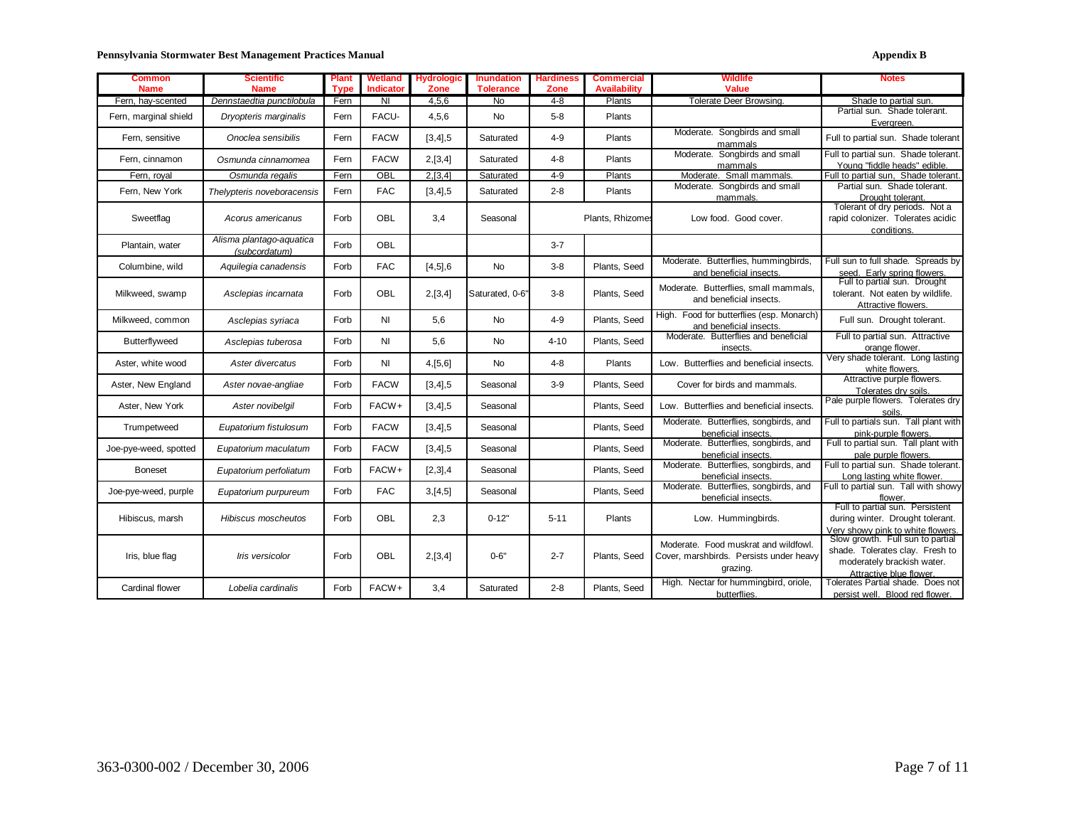| Common Name | Scientific Name | Plant Type | Wetland Indicator | Hydrologic Zone | Inundation Tolerance | Hardiness Zone | Commercial Availability | Wildlife Value | Notes |
|---|---|---|---|---|---|---|---|---|---|
| Fern, hay-scented | *Dennstaedtia punctilobula* | Fern | NI | 4,5,6 | No | 4-8 | Plants | Tolerate Deer Browsing. | Shade to partial sun. |
| Fern, marginal shield | *Dryopteris marginalis* | Fern | FACU- | 4,5,6 | No | 5-8 | Plants | | Partial sun. Shade tolerant. Evergreen. |
| Fern, sensitive | *Onoclea sensibilis* | Fern | FACW | [3,4],5 | Saturated | 4-9 | Plants | Moderate. Songbirds and small mammals | Full to partial sun. Shade tolerant |
| Fern, cinnamon | *Osmunda cinnamomea* | Fern | FACW | 2,[3,4] | Saturated | 4-8 | Plants | Moderate. Songbirds and small mammals | Full to partial sun. Shade tolerant. Young "fiddle heads" edible. |
| Fern, royal | *Osmunda regalis* | Fern | OBL | 2,[3,4] | Saturated | 4-9 | Plants | Moderate. Small mammals. | Full to partial sun. Shade tolerant. |
| Fern, New York | *Thelypteris noveboracensis* | Fern | FAC | [3,4],5 | Saturated | 2-8 | Plants | Moderate. Songbirds and small mammals. | Partial sun. Shade tolerant. Drought tolerant. |
| Sweetflag | *Acorus americanus* | Forb | OBL | 3,4 | Seasonal | | Plants, Rhizomes | Low food. Good cover. | Tolerant of dry periods. Not a rapid colonizer. Tolerates acidic conditions. |
| Plantain, water | *Alisma plantago-aquatica (subcordatum)* | Forb | OBL | | | 3-7 | | | |
| Columbine, wild | *Aquilegia canadensis* | Forb | FAC | [4,5],6 | No | 3-8 | Plants, Seed | Moderate. Butterflies, hummingbirds, and beneficial insects. | Full sun to full shade. Spreads by seed. Early spring flowers. |
| Milkweed, swamp | *Asclepias incarnata* | Forb | OBL | 2,[3,4] | Saturated, 0-6" | 3-8 | Plants, Seed | Moderate. Butterflies, small mammals, and beneficial insects. | Full to partial sun. Drought tolerant. Not eaten by wildlife. Attractive flowers. |
| Milkweed, common | *Asclepias syriaca* | Forb | NI | 5,6 | No | 4-9 | Plants, Seed | High. Food for butterflies (esp. Monarch) and beneficial insects. | Full sun. Drought tolerant. |
| Butterflyweed | *Asclepias tuberosa* | Forb | NI | 5,6 | No | 4-10 | Plants, Seed | Moderate. Butterflies and beneficial insects. | Full to partial sun. Attractive orange flower. |
| Aster, white wood | *Aster divercatus* | Forb | NI | 4,[5,6] | No | 4-8 | Plants | Low. Butterflies and beneficial insects. | Very shade tolerant. Long lasting white flowers. |
| Aster, New England | *Aster novae-angliae* | Forb | FACW | [3,4],5 | Seasonal | 3-9 | Plants, Seed | Cover for birds and mammals. | Attractive purple flowers. Tolerates dry soils. |
| Aster, New York | *Aster novibelgil* | Forb | FACW+ | [3,4],5 | Seasonal | | Plants, Seed | Low. Butterflies and beneficial insects. | Pale purple flowers. Tolerates dry soils. |
| Trumpetweed | *Eupatorium fistulosum* | Forb | FACW | [3,4],5 | Seasonal | | Plants, Seed | Moderate. Butterflies, songbirds, and beneficial insects. | Full to partials sun. Tall plant with pink-purple flowers. |
| Joe-pye-weed, spotted | *Eupatorium maculatum* | Forb | FACW | [3,4],5 | Seasonal | | Plants, Seed | Moderate. Butterflies, songbirds, and beneficial insects. | Full to partial sun. Tall plant with pale purple flowers. |
| Boneset | *Eupatorium perfoliatum* | Forb | FACW+ | [2,3],4 | Seasonal | | Plants, Seed | Moderate. Butterflies, songbirds, and beneficial insects. | Full to partial sun. Shade tolerant. Long lasting white flower. |
| Joe-pye-weed, purple | *Eupatorium purpureum* | Forb | FAC | 3,[4,5] | Seasonal | | Plants, Seed | Moderate. Butterflies, songbirds, and beneficial insects. | Full to partial sun. Tall with showy flower. |
| Hibiscus, marsh | *Hibiscus moscheutos* | Forb | OBL | 2,3 | 0-12" | 5-11 | Plants | Low. Hummingbirds. | Full to partial sun. Persistent during winter. Drought tolerant. Very showy pink to white flowers. |
| Iris, blue flag | *Iris versicolor* | Forb | OBL | 2,[3,4] | 0-6" | 2-7 | Plants, Seed | Moderate. Food muskrat and wildfowl. Cover, marshbirds. Persists under heavy grazing. | Slow growth. Full sun to partial shade. Tolerates clay. Fresh to moderately brackish water. Attractive blue flower. |
| Cardinal flower | *Lobelia cardinalis* | Forb | FACW+ | 3,4 | Saturated | 2-8 | Plants, Seed | High. Nectar for hummingbird, oriole, butterflies. | Tolerates Partial shade. Does not persist well. Blood red flower. |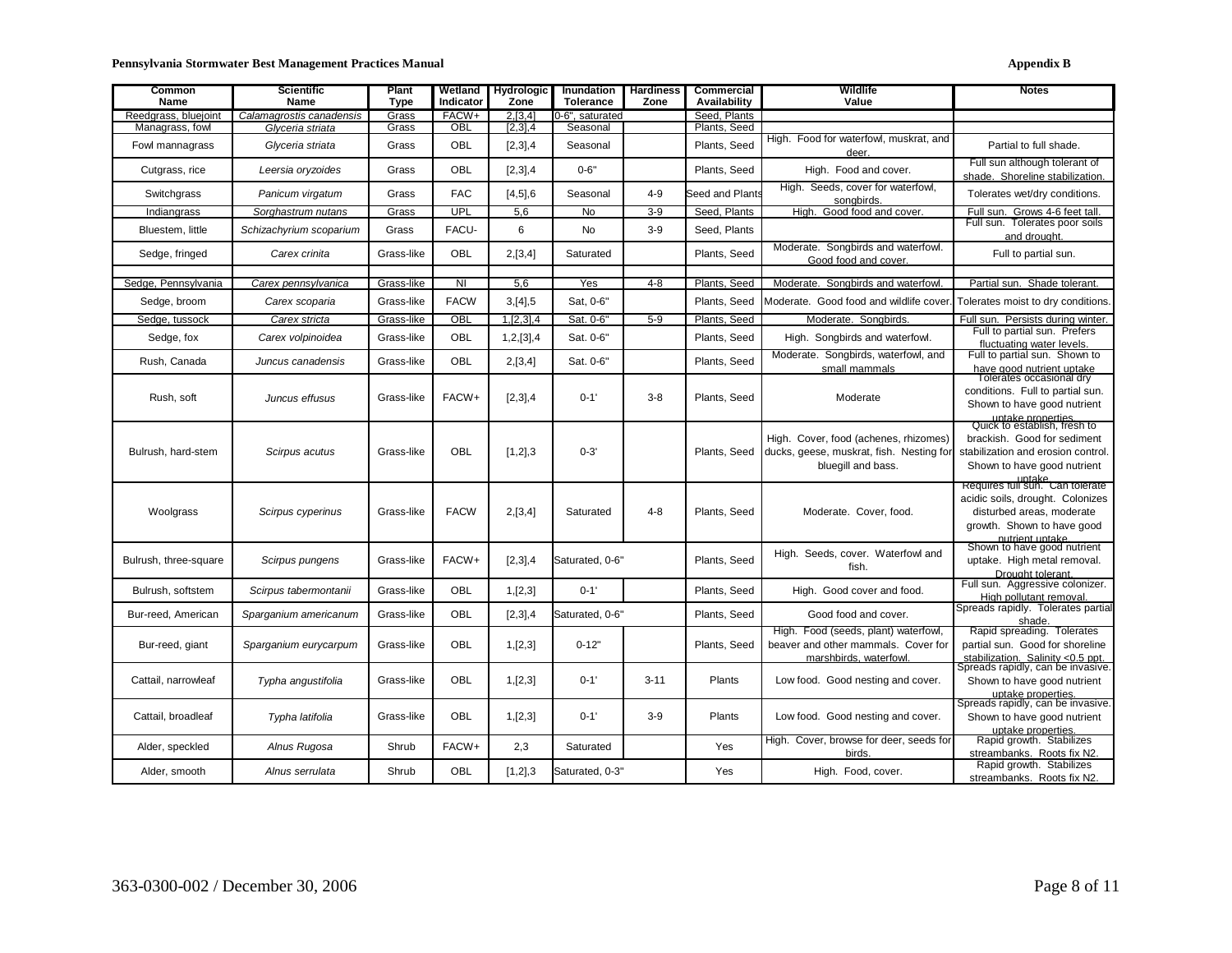| Common Name | Scientific Name | Plant Type | Wetland Indicator | Hydrologic Zone | Inundation Tolerance | Hardiness Zone | Commercial Availability | Wildlife Value | Notes |
|---|---|---|---|---|---|---|---|---|---|
| Reedgrass, bluejoint | *Calamagrostis canadensis* | Grass | FACW+ | 2,[3,4] | 0-6", saturated | | Seed, Plants | | |
| Managrass, fowl | *Glyceria striata* | Grass | OBL | [2,3],4 | Seasonal | | Plants, Seed | | |
| Fowl mannagrass | *Glyceria striata* | Grass | OBL | [2,3],4 | Seasonal | | Plants, Seed | High. Food for waterfowl, muskrat, and deer. | Partial to full shade. |
| Cutgrass, rice | *Leersia oryzoides* | Grass | OBL | [2,3],4 | 0-6" | | Plants, Seed | High. Food and cover. | Full sun although tolerant of shade. Shoreline stabilization. |
| Switchgrass | *Panicum virgatum* | Grass | FAC | [4,5],6 | Seasonal | 4-9 | Seed and Plants | High. Seeds, cover for waterfowl, songbirds. | Tolerates wet/dry conditions. |
| Indiangrass | *Sorghastrum nutans* | Grass | UPL | 5,6 | No | 3-9 | Seed, Plants | High. Good food and cover. | Full sun. Grows 4-6 feet tall. |
| Bluestem, little | *Schizachyrium scoparium* | Grass | FACU- | 6 | No | 3-9 | Seed, Plants | | Full sun. Tolerates poor soils and drought. |
| Sedge, fringed | *Carex crinita* | Grass-like | OBL | 2,[3,4] | Saturated | | Plants, Seed | Moderate. Songbirds and waterfowl. Good food and cover. | Full to partial sun. |
| | | | | | | | | | |
| Sedge, Pennsylvania | *Carex pennsylvanica* | Grass-like | NI | 5,6 | Yes | 4-8 | Plants, Seed | Moderate. Songbirds and waterfowl. | Partial sun. Shade tolerant. |
| Sedge, broom | *Carex scoparia* | Grass-like | FACW | 3,[4],5 | Sat, 0-6" | | Plants, Seed | Moderate. Good food and wildlife cover. | Tolerates moist to dry conditions. |
| Sedge, tussock | *Carex stricta* | Grass-like | OBL | 1,[2,3],4 | Sat. 0-6" | 5-9 | Plants, Seed | Moderate. Songbirds. | Full sun. Persists during winter. |
| Sedge, fox | *Carex volpinoidea* | Grass-like | OBL | 1,2,[3],4 | Sat. 0-6" | | Plants, Seed | High. Songbirds and waterfowl. | Full to partial sun. Prefers fluctuating water levels. |
| Rush, Canada | *Juncus canadensis* | Grass-like | OBL | 2,[3,4] | Sat. 0-6" | | Plants, Seed | Moderate. Songbirds, waterfowl, and small mammals | Full to partial sun. Shown to have good nutrient uptake |
| Rush, soft | *Juncus effusus* | Grass-like | FACW+ | [2,3],4 | 0-1' | 3-8 | Plants, Seed | Moderate | Tolerates occasional dry conditions. Full to partial sun. Shown to have good nutrient uptake properties. |
| Bulrush, hard-stem | *Scirpus acutus* | Grass-like | OBL | [1,2],3 | 0-3' | | Plants, Seed | High. Cover, food (achenes, rhizomes) ducks, geese, muskrat, fish. Nesting for bluegill and bass. | Quick to establish, fresh to brackish. Good for sediment stabilization and erosion control. Shown to have good nutrient uptake. |
| Woolgrass | *Scirpus cyperinus* | Grass-like | FACW | 2,[3,4] | Saturated | 4-8 | Plants, Seed | Moderate. Cover, food. | Requires full sun. Can tolerate acidic soils, drought. Colonizes disturbed areas, moderate growth. Shown to have good nutrient uptake. |
| Bulrush, three-square | *Scirpus pungens* | Grass-like | FACW+ | [2,3],4 | Saturated, 0-6" | | Plants, Seed | High. Seeds, cover. Waterfowl and fish. | Shown to have good nutrient uptake. High metal removal. Drought tolerant. |
| Bulrush, softstem | *Scirpus tabermontanii* | Grass-like | OBL | 1,[2,3] | 0-1' | | Plants, Seed | High. Good cover and food. | Full sun. Aggressive colonizer. High pollutant removal. |
| Bur-reed, American | *Sparganium americanum* | Grass-like | OBL | [2,3],4 | Saturated, 0-6" | | Plants, Seed | Good food and cover. | Spreads rapidly. Tolerates partial shade. |
| Bur-reed, giant | *Sparganium eurycarpum* | Grass-like | OBL | 1,[2,3] | 0-12" | | Plants, Seed | High. Food (seeds, plant) waterfowl, beaver and other mammals. Cover for marshbirds, waterfowl. | Rapid spreading. Tolerates partial sun. Good for shoreline stabilization. Salinity <0.5 ppt. |
| Cattail, narrowleaf | *Typha angustifolia* | Grass-like | OBL | 1,[2,3] | 0-1' | 3-11 | Plants | Low food. Good nesting and cover. | Spreads rapidly, can be invasive. Shown to have good nutrient uptake properties. |
| Cattail, broadleaf | *Typha latifolia* | Grass-like | OBL | 1,[2,3] | 0-1' | 3-9 | Plants | Low food. Good nesting and cover. | Spreads rapidly, can be invasive. Shown to have good nutrient uptake properties. |
| Alder, speckled | *Alnus Rugosa* | Shrub | FACW+ | 2,3 | Saturated | | Yes | High. Cover, browse for deer, seeds for birds. | Rapid growth. Stabilizes streambanks. Roots fix N2. |
| Alder, smooth | *Alnus serrulata* | Shrub | OBL | [1,2],3 | Saturated, 0-3" | | Yes | High. Food, cover. | Rapid growth. Stabilizes streambanks. Roots fix N2. |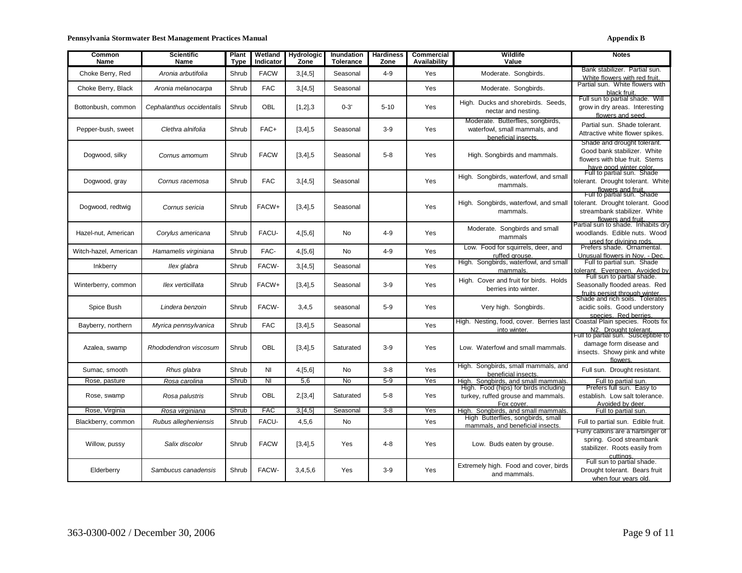| Common Name | Scientific Name | Plant Type | Wetland Indicator | Hydrologic Zone | Inundation Tolerance | Hardiness Zone | Commercial Availability | Wildlife Value | Notes |
|---|---|---|---|---|---|---|---|---|---|
| Choke Berry, Red | *Aronia arbutifolia* | Shrub | FACW | 3,[4,5] | Seasonal | 4-9 | Yes | Moderate. Songbirds. | Bank stabilizer. Partial sun. White flowers with red fruit. |
| Choke Berry, Black | *Aronia melanocarpa* | Shrub | FAC | 3,[4,5] | Seasonal | | Yes | Moderate. Songbirds. | Partial sun. White flowers with black fruit. |
| Bottonbush, common | *Cephalanthus occidentalis* | Shrub | OBL | [1,2],3 | 0-3' | 5-10 | Yes | High. Ducks and shorebirds. Seeds, nectar and nesting. | Full sun to partial shade. Will grow in dry areas. Interesting flowers and seed. |
| Pepper-bush, sweet | *Clethra alnifolia* | Shrub | FAC+ | [3,4],5 | Seasonal | 3-9 | Yes | Moderate. Butterflies, songbirds, waterfowl, small mammals, and beneficial insects. | Partial sun. Shade tolerant. Attractive white flower spikes. |
| Dogwood, silky | *Cornus amomum* | Shrub | FACW | [3,4],5 | Seasonal | 5-8 | Yes | High. Songbirds and mammals. | Shade and drought tolerant. Good bank stabilizer. White flowers with blue fruit. Stems have good winter color. |
| Dogwood, gray | *Cornus racemosa* | Shrub | FAC | 3,[4,5] | Seasonal | | Yes | High. Songbirds, waterfowl, and small mammals. | Full to partial sun. Shade tolerant. Drought tolerant. White flowers and fruit. |
| Dogwood, redtwig | *Cornus sericia* | Shrub | FACW+ | [3,4],5 | Seasonal | | Yes | High. Songbirds, waterfowl, and small mammals. | Full to partial sun. Shade tolerant. Drought tolerant. Good streambank stabilizer. White flowers and fruit. |
| Hazel-nut, American | *Corylus americana* | Shrub | FACU- | 4,[5,6] | No | 4-9 | Yes | Moderate. Songbirds and small mammals | Partial sun to shade. Inhabits dry woodlands. Edible nuts. Wood used for divining rods. |
| Witch-hazel, American | *Hamamelis virginiana* | Shrub | FAC- | 4,[5,6] | No | 4-9 | Yes | Low. Food for squirrels, deer, and ruffed grouse. | Prefers shade. Ornamental. Unusual flowers in Nov. - Dec. |
| Inkberry | *Ilex glabra* | Shrub | FACW- | 3,[4,5] | Seasonal | | Yes | High. Songbirds, waterfowl, and small mammals. | Full to partial sun. Shade tolerant. Evergreen. Avoided by |
| Winterberry, common | *Ilex verticillata* | Shrub | FACW+ | [3,4],5 | Seasonal | 3-9 | Yes | High. Cover and fruit for birds. Holds berries into winter. | Full sun to partial shade. Seasonally flooded areas. Red fruits persist through winter. |
| Spice Bush | *Lindera benzoin* | Shrub | FACW- | 3,4,5 | seasonal | 5-9 | Yes | Very high. Songbirds. | Shade and rich soils. Tolerates acidic soils. Good understory species. Red berries. |
| Bayberry, northern | *Myrica pennsylvanica* | Shrub | FAC | [3,4],5 | Seasonal | | Yes | High. Nesting, food, cover. Berries last into winter. | Coastal Plain species. Roots fix N2. Drought tolerant. |
| Azalea, swamp | *Rhododendron viscosum* | Shrub | OBL | [3,4],5 | Saturated | 3-9 | Yes | Low. Waterfowl and small mammals. | Full to partial sun. Susceptible to damage form disease and insects. Showy pink and white flowers. |
| Sumac, smooth | *Rhus glabra* | Shrub | NI | 4,[5,6] | No | 3-8 | Yes | High. Songbirds, small mammals, and beneficial insects. | Full sun. Drought resistant. |
| Rose, pasture | *Rosa carolina* | Shrub | NI | 5,6 | No | 5-9 | Yes | High. Songbirds, and small mammals. | Full to partial sun. |
| Rose, swamp | *Rosa palustris* | Shrub | OBL | 2,[3,4] | Saturated | 5-8 | Yes | High. Food (hips) for birds including turkey, ruffed grouse and mammals. Fox cover. | Prefers full sun. Easy to establish. Low salt tolerance. Avoided by deer. |
| Rose, Virginia | *Rosa virginiana* | Shrub | FAC | 3,[4,5] | Seasonal | 3-8 | Yes | High. Songbirds, and small mammals. | Full to partial sun. |
| Blackberry, common | *Rubus allegheniensis* | Shrub | FACU- | 4,5,6 | No | | Yes | High Butterflies, songbirds, small mammals, and beneficial insects. | Full to partial sun. Edible fruit. |
| Willow, pussy | *Salix discolor* | Shrub | FACW | [3,4],5 | Yes | 4-8 | Yes | Low. Buds eaten by grouse. | Furry catkins are a harbinger of spring. Good streambank stabilizer. Roots easily from cuttings. |
| Elderberry | *Sambucus canadensis* | Shrub | FACW- | 3,4,5,6 | Yes | 3-9 | Yes | Extremely high. Food and cover, birds and mammals. | Full sun to partial shade. Drought tolerant. Bears fruit when four years old. |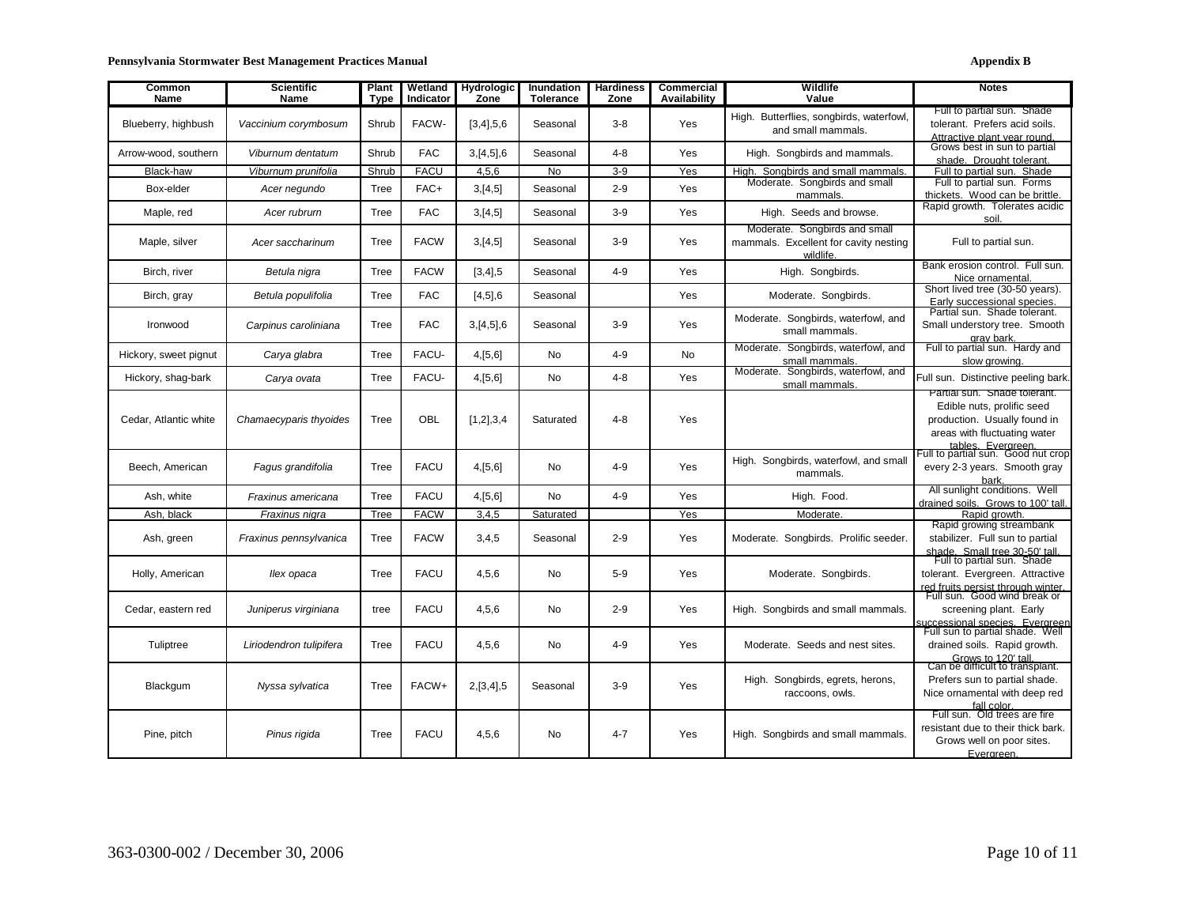| Common Name | Scientific Name | Plant Type | Wetland Indicator | Hydrologic Zone | Inundation Tolerance | Hardiness Zone | Commercial Availability | Wildlife Value | Notes |
|---|---|---|---|---|---|---|---|---|---|
| Blueberry, highbush | *Vaccinium corymbosum* | Shrub | FACW- | [3,4],5,6 | Seasonal | 3-8 | Yes | High. Butterflies, songbirds, waterfowl, and small mammals. | Full to partial sun. Shade tolerant. Prefers acid soils. Attractive plant year round. |
| Arrow-wood, southern | *Viburnum dentatum* | Shrub | FAC | 3,[4,5],6 | Seasonal | 4-8 | Yes | High. Songbirds and mammals. | Grows best in sun to partial shade. Drought tolerant. |
| Black-haw | *Viburnum prunifolia* | Shrub | FACU | 4,5,6 | No | 3-9 | Yes | High. Songbirds and small mammals. | Full to partial sun. Shade |
| Box-elder | *Acer negundo* | Tree | FAC+ | 3,[4,5] | Seasonal | 2-9 | Yes | Moderate. Songbirds and small mammals. | Full to partial sun. Forms thickets. Wood can be brittle. |
| Maple, red | *Acer rubrurn* | Tree | FAC | 3,[4,5] | Seasonal | 3-9 | Yes | High. Seeds and browse. | Rapid growth. Tolerates acidic soil. |
| Maple, silver | *Acer saccharinum* | Tree | FACW | 3,[4,5] | Seasonal | 3-9 | Yes | Moderate. Songbirds and small mammals. Excellent for cavity nesting wildlife. | Full to partial sun. |
| Birch, river | *Betula nigra* | Tree | FACW | [3,4],5 | Seasonal | 4-9 | Yes | High. Songbirds. | Bank erosion control. Full sun. Nice ornamental. |
| Birch, gray | *Betula populifolia* | Tree | FAC | [4,5],6 | Seasonal | | Yes | Moderate. Songbirds. | Short lived tree (30-50 years). Early successional species. |
| Ironwood | *Carpinus caroliniana* | Tree | FAC | 3,[4,5],6 | Seasonal | 3-9 | Yes | Moderate. Songbirds, waterfowl, and small mammals. | Partial sun. Shade tolerant. Small understory tree. Smooth gray bark. |
| Hickory, sweet pignut | *Carya glabra* | Tree | FACU- | 4,[5,6] | No | 4-9 | No | Moderate. Songbirds, waterfowl, and small mammals. | Full to partial sun. Hardy and slow growing. |
| Hickory, shag-bark | *Carya ovata* | Tree | FACU- | 4,[5,6] | No | 4-8 | Yes | Moderate. Songbirds, waterfowl, and small mammals. | Full sun. Distinctive peeling bark. |
| Cedar, Atlantic white | *Chamaecyparis thyoides* | Tree | OBL | [1,2],3,4 | Saturated | 4-8 | Yes | | Partial sun. Shade tolerant. Edible nuts, prolific seed production. Usually found in areas with fluctuating water tables. Evergreen. |
| Beech, American | *Fagus grandifolia* | Tree | FACU | 4,[5,6] | No | 4-9 | Yes | High. Songbirds, waterfowl, and small mammals. | Full to partial sun. Good nut crop every 2-3 years. Smooth gray bark. |
| Ash, white | *Fraxinus americana* | Tree | FACU | 4,[5,6] | No | 4-9 | Yes | High. Food. | All sunlight conditions. Well drained soils. Grows to 100' tall. |
| Ash, black | *Fraxinus nigra* | Tree | FACW | 3,4,5 | Saturated | | Yes | Moderate. | Rapid growth. |
| Ash, green | *Fraxinus pennsylvanica* | Tree | FACW | 3,4,5 | Seasonal | 2-9 | Yes | Moderate. Songbirds. Prolific seeder. | Rapid growing streambank stabilizer. Full sun to partial shade. Small tree 30-50' tall. |
| Holly, American | *Ilex opaca* | Tree | FACU | 4,5,6 | No | 5-9 | Yes | Moderate. Songbirds. | Full to partial sun. Shade tolerant. Evergreen. Attractive red fruits persist through winter. |
| Cedar, eastern red | *Juniperus virginiana* | tree | FACU | 4,5,6 | No | 2-9 | Yes | High. Songbirds and small mammals. | Full sun. Good wind break or screening plant. Early successional species. Evergreen |
| Tuliptree | *Liriodendron tulipifera* | Tree | FACU | 4,5,6 | No | 4-9 | Yes | Moderate. Seeds and nest sites. | Full sun to partial shade. Well drained soils. Rapid growth. Grows to 120' tall. |
| Blackgum | *Nyssa sylvatica* | Tree | FACW+ | 2,[3,4],5 | Seasonal | 3-9 | Yes | High. Songbirds, egrets, herons, raccoons, owls. | Can be difficult to transplant. Prefers sun to partial shade. Nice ornamental with deep red fall color. |
| Pine, pitch | *Pinus rigida* | Tree | FACU | 4,5,6 | No | 4-7 | Yes | High. Songbirds and small mammals. | Full sun. Old trees are fire resistant due to their thick bark. Grows well on poor sites. Evergreen. |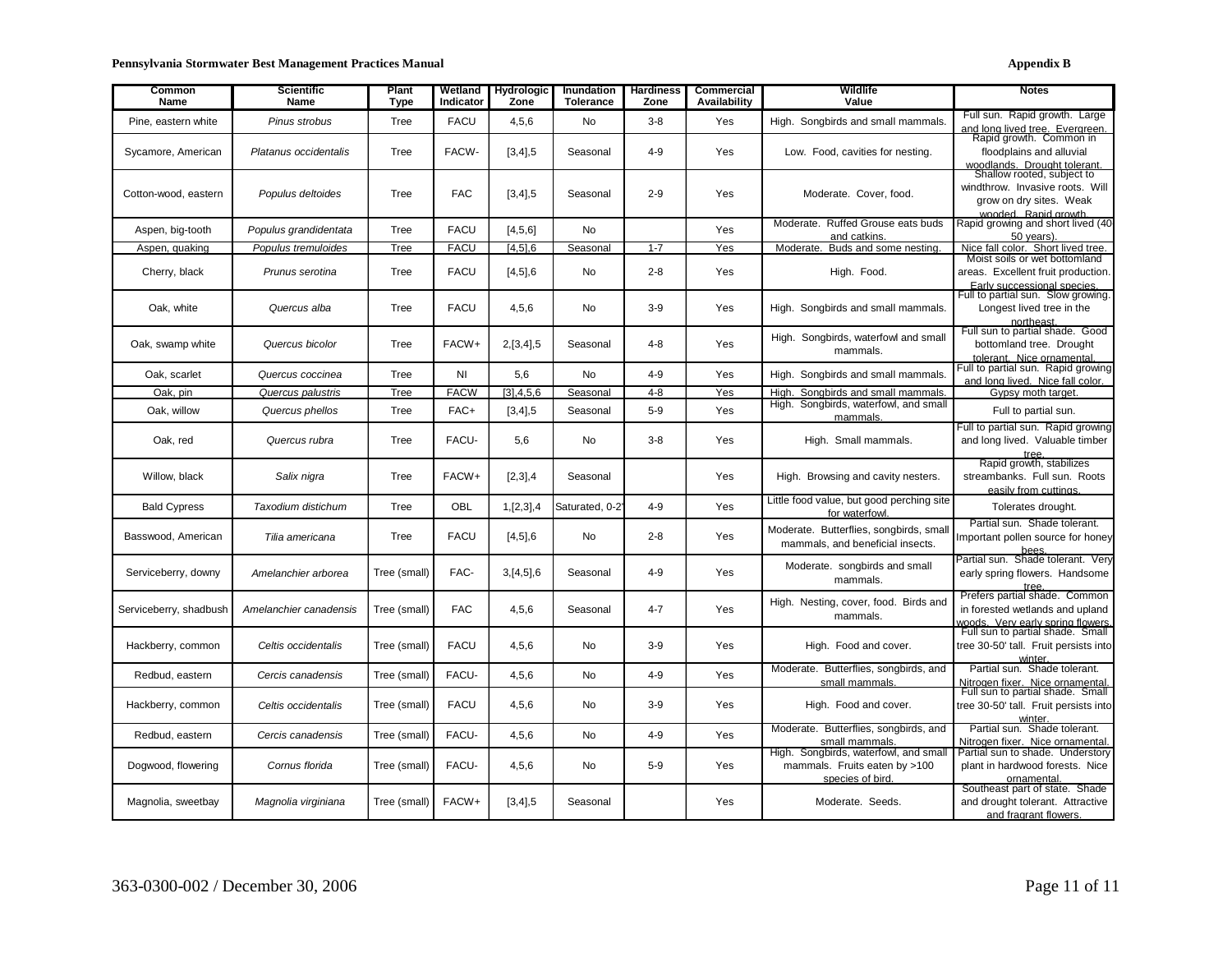| Common Name | Scientific Name | Plant Type | Wetland Indicator | Hydrologic Zone | Inundation Tolerance | Hardiness Zone | Commercial Availability | Wildlife Value | Notes |
|---|---|---|---|---|---|---|---|---|---|
| Pine, eastern white | *Pinus strobus* | Tree | FACU | 4,5,6 | No | 3-8 | Yes | High. Songbirds and small mammals. | Full sun. Rapid growth. Large and long lived tree. Evergreen. |
| Sycamore, American | *Platanus occidentalis* | Tree | FACW- | [3,4],5 | Seasonal | 4-9 | Yes | Low. Food, cavities for nesting. | Rapid growth. Common in floodplains and alluvial woodlands. Drought tolerant. |
| Cotton-wood, eastern | *Populus deltoides* | Tree | FAC | [3,4],5 | Seasonal | 2-9 | Yes | Moderate. Cover, food. | Shallow rooted, subject to windthrow. Invasive roots. Will grow on dry sites. Weak wooded. Rapid growth. |
| Aspen, big-tooth | *Populus grandidentata* | Tree | FACU | [4,5,6] | No | | Yes | Moderate. Ruffed Grouse eats buds and catkins. | Rapid growing and short lived (40-50 years). |
| Aspen, quaking | *Populus tremuloides* | Tree | FACU | [4,5],6 | Seasonal | 1-7 | Yes | Moderate. Buds and some nesting. | Nice fall color. Short lived tree. |
| Cherry, black | *Prunus serotina* | Tree | FACU | [4,5],6 | No | 2-8 | Yes | High. Food. | Moist soils or wet bottomland areas. Excellent fruit production. Early successional species. |
| Oak, white | *Quercus alba* | Tree | FACU | 4,5,6 | No | 3-9 | Yes | High. Songbirds and small mammals. | Full to partial sun. Slow growing. Longest lived tree in the northeast. |
| Oak, swamp white | *Quercus bicolor* | Tree | FACW+ | 2,[3,4],5 | Seasonal | 4-8 | Yes | High. Songbirds, waterfowl and small mammals. | Full sun to partial shade. Good bottomland tree. Drought tolerant. Nice ornamental. |
| Oak, scarlet | *Quercus coccinea* | Tree | NI | 5,6 | No | 4-9 | Yes | High. Songbirds and small mammals. | Full to partial sun. Rapid growing and long lived. Nice fall color. |
| Oak, pin | *Quercus palustris* | Tree | FACW | [3],4,5,6 | Seasonal | 4-8 | Yes | High. Songbirds and small mammals. | Gypsy moth target. |
| Oak, willow | *Quercus phellos* | Tree | FAC+ | [3,4],5 | Seasonal | 5-9 | Yes | High. Songbirds, waterfowl, and small mammals. | Full to partial sun. |
| Oak, red | *Quercus rubra* | Tree | FACU- | 5,6 | No | 3-8 | Yes | High. Small mammals. | Full to partial sun. Rapid growing and long lived. Valuable timber tree. |
| Willow, black | *Salix nigra* | Tree | FACW+ | [2,3],4 | Seasonal | | Yes | High. Browsing and cavity nesters. | Rapid growth, stabilizes streambanks. Full sun. Roots easily from cuttings. |
| Bald Cypress | *Taxodium distichum* | Tree | OBL | 1,[2,3],4 | Saturated, 0-2" | 4-9 | Yes | Little food value, but good perching site for waterfowl. | Tolerates drought. |
| Basswood, American | *Tilia americana* | Tree | FACU | [4,5],6 | No | 2-8 | Yes | Moderate. Butterflies, songbirds, small mammals, and beneficial insects. | Partial sun. Shade tolerant. Important pollen source for honey bees. |
| Serviceberry, downy | *Amelanchier arborea* | Tree (small) | FAC- | 3,[4,5],6 | Seasonal | 4-9 | Yes | Moderate. songbirds and small mammals. | Partial sun. Shade tolerant. Very early spring flowers. Handsome tree. |
| Serviceberry, shadbush | *Amelanchier canadensis* | Tree (small) | FAC | 4,5,6 | Seasonal | 4-7 | Yes | High. Nesting, cover, food. Birds and mammals. | Prefers partial shade. Common in forested wetlands and upland woods. Very early spring flowers. |
| Hackberry, common | *Celtis occidentalis* | Tree (small) | FACU | 4,5,6 | No | 3-9 | Yes | High. Food and cover. | Full sun to partial shade. Small tree 30-50' tall. Fruit persists into winter. |
| Redbud, eastern | *Cercis canadensis* | Tree (small) | FACU- | 4,5,6 | No | 4-9 | Yes | Moderate. Butterflies, songbirds, and small mammals. | Partial sun. Shade tolerant. Nitrogen fixer. Nice ornamental. |
| Hackberry, common | *Celtis occidentalis* | Tree (small) | FACU | 4,5,6 | No | 3-9 | Yes | High. Food and cover. | Full sun to partial shade. Small tree 30-50' tall. Fruit persists into winter. |
| Redbud, eastern | *Cercis canadensis* | Tree (small) | FACU- | 4,5,6 | No | 4-9 | Yes | Moderate. Butterflies, songbirds, and small mammals. | Partial sun. Shade tolerant. Nitrogen fixer. Nice ornamental. |
| Dogwood, flowering | *Cornus florida* | Tree (small) | FACU- | 4,5,6 | No | 5-9 | Yes | High. Songbirds, waterfowl, and small mammals. Fruits eaten by >100 species of bird. | Partial sun to shade. Understory plant in hardwood forests. Nice ornamental. |
| Magnolia, sweetbay | *Magnolia virginiana* | Tree (small) | FACW+ | [3,4],5 | Seasonal | | Yes | Moderate. Seeds. | Southeast part of state. Shade and drought tolerant. Attractive and fragrant flowers. |